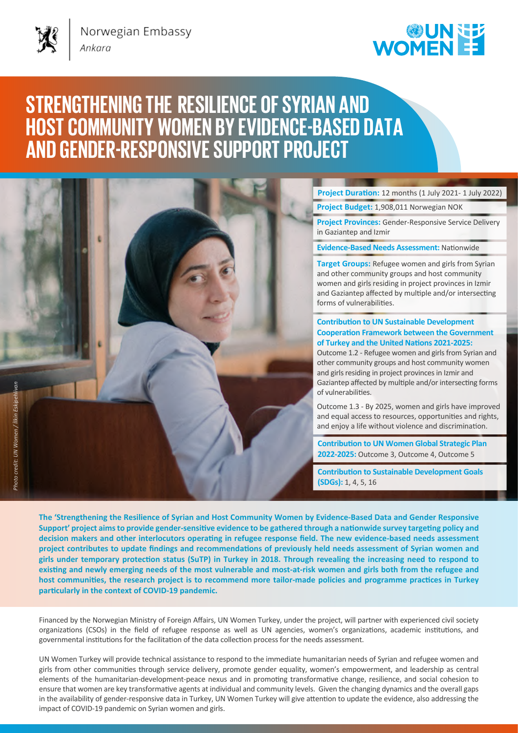Norwegian Embassy
*Ankara*

# STRENGTHENING THE RESILIENCE OF SYRIAN AND HOST COMMUNITY WOMEN BY EVIDENCE-BASED DATA AND GENDER-RESPONSIVE SUPPORT PROJECT

*Photo credit: UN Women / İlkin Eskipehlivan*

**Project Duration:** 12 months (1 July 2021- 1 July 2022)

**Project Budget:** 1,908,011 Norwegian NOK

**Project Provinces:** Gender-Responsive Service Delivery in Gaziantep and Izmir

**Evidence-Based Needs Assessment:** Nationwide

**Target Groups:** Refugee women and girls from Syrian and other community groups and host community women and girls residing in project provinces in Izmir and Gaziantep affected by multiple and/or intersecting forms of vulnerabilities.

**Contribution to UN Sustainable Development Cooperation Framework between the Government of Turkey and the United Nations 2021-2025:**
Outcome 1.2 - Refugee women and girls from Syrian and other community groups and host community women and girls residing in project provinces in Izmir and Gaziantep affected by multiple and/or intersecting forms of vulnerabilities.

Outcome 1.3 - By 2025, women and girls have improved and equal access to resources, opportunities and rights, and enjoy a life without violence and discrimination.

**Contribution to UN Women Global Strategic Plan 2022-2025:** Outcome 3, Outcome 4, Outcome 5

**Contribution to Sustainable Development Goals (SDGs):** 1, 4, 5, 16

**The 'Strengthening the Resilience of Syrian and Host Community Women by Evidence-Based Data and Gender Responsive Support' project aims to provide gender-sensitive evidence to be gathered through a nationwide survey targeting policy and decision makers and other interlocutors operating in refugee response field. The new evidence-based needs assessment project contributes to update findings and recommendations of previously held needs assessment of Syrian women and girls under temporary protection status (SuTP) in Turkey in 2018. Through revealing the increasing need to respond to existing and newly emerging needs of the most vulnerable and most-at-risk women and girls both from the refugee and host communities, the research project is to recommend more tailor-made policies and programme practices in Turkey particularly in the context of COVID-19 pandemic.**

Financed by the Norwegian Ministry of Foreign Affairs, UN Women Turkey, under the project, will partner with experienced civil society organizations (CSOs) in the field of refugee response as well as UN agencies, women's organizations, academic institutions, and governmental institutions for the facilitation of the data collection process for the needs assessment.

UN Women Turkey will provide technical assistance to respond to the immediate humanitarian needs of Syrian and refugee women and girls from other communities through service delivery, promote gender equality, women's empowerment, and leadership as central elements of the humanitarian-development-peace nexus and in promoting transformative change, resilience, and social cohesion to ensure that women are key transformative agents at individual and community levels. Given the changing dynamics and the overall gaps in the availability of gender-responsive data in Turkey, UN Women Turkey will give attention to update the evidence, also addressing the impact of COVID-19 pandemic on Syrian women and girls.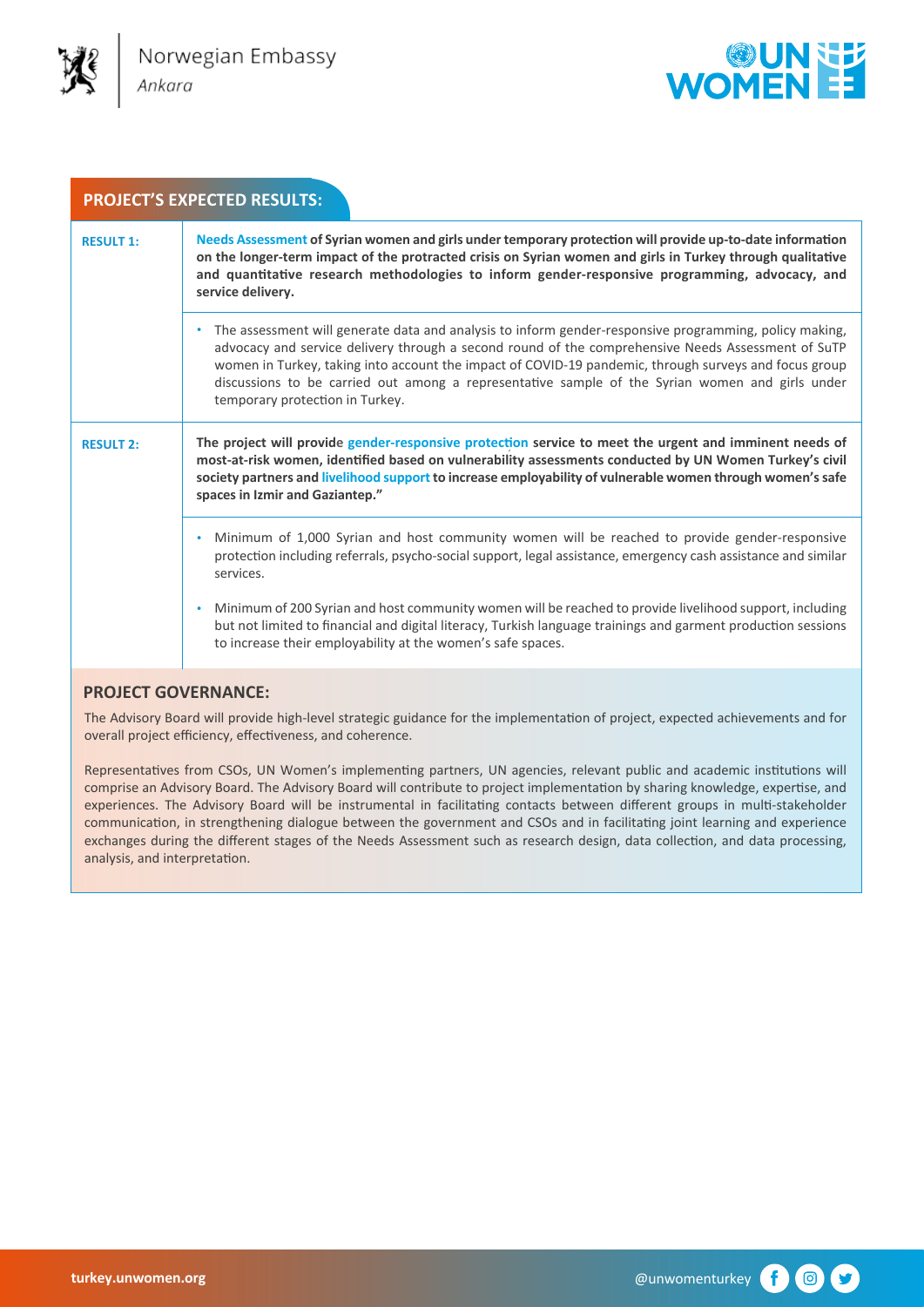## PROJECT'S EXPECTED RESULTS:

| | |
|---|---|
| **RESULT 1:** | **Needs Assessment of Syrian women and girls under temporary protection will provide up-to-date information on the longer-term impact of the protracted crisis on Syrian women and girls in Turkey through qualitative and quantitative research methodologies to inform gender-responsive programming, advocacy, and service delivery.** |
| | • The assessment will generate data and analysis to inform gender-responsive programming, policy making, advocacy and service delivery through a second round of the comprehensive Needs Assessment of SuTP women in Turkey, taking into account the impact of COVID-19 pandemic, through surveys and focus group discussions to be carried out among a representative sample of the Syrian women and girls under temporary protection in Turkey. |
| **RESULT 2:** | **The project will provide gender-responsive protection service to meet the urgent and imminent needs of most-at-risk women, identified based on vulnerability assessments conducted by UN Women Turkey's civil society partners and livelihood support to increase employability of vulnerable women through women's safe spaces in Izmir and Gaziantep."** |
| | • Minimum of 1,000 Syrian and host community women will be reached to provide gender-responsive protection including referrals, psycho-social support, legal assistance, emergency cash assistance and similar services.<br>• Minimum of 200 Syrian and host community women will be reached to provide livelihood support, including but not limited to financial and digital literacy, Turkish language trainings and garment production sessions to increase their employability at the women's safe spaces. |

## PROJECT GOVERNANCE:

The Advisory Board will provide high-level strategic guidance for the implementation of project, expected achievements and for overall project efficiency, effectiveness, and coherence.

Representatives from CSOs, UN Women's implementing partners, UN agencies, relevant public and academic institutions will comprise an Advisory Board. The Advisory Board will contribute to project implementation by sharing knowledge, expertise, and experiences. The Advisory Board will be instrumental in facilitating contacts between different groups in multi-stakeholder communication, in strengthening dialogue between the government and CSOs and in facilitating joint learning and experience exchanges during the different stages of the Needs Assessment such as research design, data collection, and data processing, analysis, and interpretation.